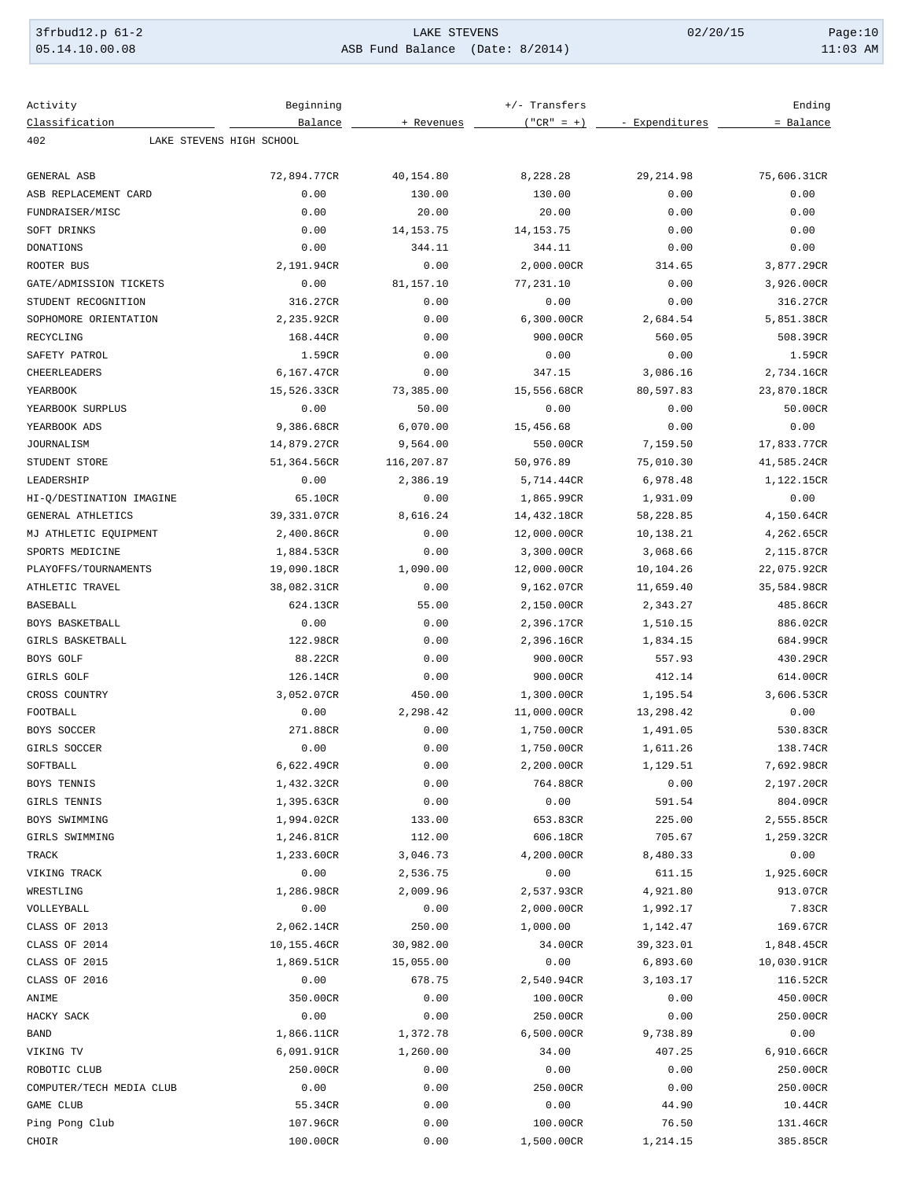LAKE STEVENS

ASB Fund Balance (Date: 8/2014)

| Activity Classification | Beginning Balance | + Revenues | +/- Transfers ("CR" = +) | - Expenditures | Ending = Balance |
|---|---|---|---|---|---|
| 402 LAKE STEVENS HIGH SCHOOL | | | | | |
| GENERAL ASB | 72,894.77CR | 40,154.80 | 8,228.28 | 29,214.98 | 75,606.31CR |
| ASB REPLACEMENT CARD | 0.00 | 130.00 | 130.00 | 0.00 | 0.00 |
| FUNDRAISER/MISC | 0.00 | 20.00 | 20.00 | 0.00 | 0.00 |
| SOFT DRINKS | 0.00 | 14,153.75 | 14,153.75 | 0.00 | 0.00 |
| DONATIONS | 0.00 | 344.11 | 344.11 | 0.00 | 0.00 |
| ROOTER BUS | 2,191.94CR | 0.00 | 2,000.00CR | 314.65 | 3,877.29CR |
| GATE/ADMISSION TICKETS | 0.00 | 81,157.10 | 77,231.10 | 0.00 | 3,926.00CR |
| STUDENT RECOGNITION | 316.27CR | 0.00 | 0.00 | 0.00 | 316.27CR |
| SOPHOMORE ORIENTATION | 2,235.92CR | 0.00 | 6,300.00CR | 2,684.54 | 5,851.38CR |
| RECYCLING | 168.44CR | 0.00 | 900.00CR | 560.05 | 508.39CR |
| SAFETY PATROL | 1.59CR | 0.00 | 0.00 | 0.00 | 1.59CR |
| CHEERLEADERS | 6,167.47CR | 0.00 | 347.15 | 3,086.16 | 2,734.16CR |
| YEARBOOK | 15,526.33CR | 73,385.00 | 15,556.68CR | 80,597.83 | 23,870.18CR |
| YEARBOOK SURPLUS | 0.00 | 50.00 | 0.00 | 0.00 | 50.00CR |
| YEARBOOK ADS | 9,386.68CR | 6,070.00 | 15,456.68 | 0.00 | 0.00 |
| JOURNALISM | 14,879.27CR | 9,564.00 | 550.00CR | 7,159.50 | 17,833.77CR |
| STUDENT STORE | 51,364.56CR | 116,207.87 | 50,976.89 | 75,010.30 | 41,585.24CR |
| LEADERSHIP | 0.00 | 2,386.19 | 5,714.44CR | 6,978.48 | 1,122.15CR |
| HI-Q/DESTINATION IMAGINE | 65.10CR | 0.00 | 1,865.99CR | 1,931.09 | 0.00 |
| GENERAL ATHLETICS | 39,331.07CR | 8,616.24 | 14,432.18CR | 58,228.85 | 4,150.64CR |
| MJ ATHLETIC EQUIPMENT | 2,400.86CR | 0.00 | 12,000.00CR | 10,138.21 | 4,262.65CR |
| SPORTS MEDICINE | 1,884.53CR | 0.00 | 3,300.00CR | 3,068.66 | 2,115.87CR |
| PLAYOFFS/TOURNAMENTS | 19,090.18CR | 1,090.00 | 12,000.00CR | 10,104.26 | 22,075.92CR |
| ATHLETIC TRAVEL | 38,082.31CR | 0.00 | 9,162.07CR | 11,659.40 | 35,584.98CR |
| BASEBALL | 624.13CR | 55.00 | 2,150.00CR | 2,343.27 | 485.86CR |
| BOYS BASKETBALL | 0.00 | 0.00 | 2,396.17CR | 1,510.15 | 886.02CR |
| GIRLS BASKETBALL | 122.98CR | 0.00 | 2,396.16CR | 1,834.15 | 684.99CR |
| BOYS GOLF | 88.22CR | 0.00 | 900.00CR | 557.93 | 430.29CR |
| GIRLS GOLF | 126.14CR | 0.00 | 900.00CR | 412.14 | 614.00CR |
| CROSS COUNTRY | 3,052.07CR | 450.00 | 1,300.00CR | 1,195.54 | 3,606.53CR |
| FOOTBALL | 0.00 | 2,298.42 | 11,000.00CR | 13,298.42 | 0.00 |
| BOYS SOCCER | 271.88CR | 0.00 | 1,750.00CR | 1,491.05 | 530.83CR |
| GIRLS SOCCER | 0.00 | 0.00 | 1,750.00CR | 1,611.26 | 138.74CR |
| SOFTBALL | 6,622.49CR | 0.00 | 2,200.00CR | 1,129.51 | 7,692.98CR |
| BOYS TENNIS | 1,432.32CR | 0.00 | 764.88CR | 0.00 | 2,197.20CR |
| GIRLS TENNIS | 1,395.63CR | 0.00 | 0.00 | 591.54 | 804.09CR |
| BOYS SWIMMING | 1,994.02CR | 133.00 | 653.83CR | 225.00 | 2,555.85CR |
| GIRLS SWIMMING | 1,246.81CR | 112.00 | 606.18CR | 705.67 | 1,259.32CR |
| TRACK | 1,233.60CR | 3,046.73 | 4,200.00CR | 8,480.33 | 0.00 |
| VIKING TRACK | 0.00 | 2,536.75 | 0.00 | 611.15 | 1,925.60CR |
| WRESTLING | 1,286.98CR | 2,009.96 | 2,537.93CR | 4,921.80 | 913.07CR |
| VOLLEYBALL | 0.00 | 0.00 | 2,000.00CR | 1,992.17 | 7.83CR |
| CLASS OF 2013 | 2,062.14CR | 250.00 | 1,000.00 | 1,142.47 | 169.67CR |
| CLASS OF 2014 | 10,155.46CR | 30,982.00 | 34.00CR | 39,323.01 | 1,848.45CR |
| CLASS OF 2015 | 1,869.51CR | 15,055.00 | 0.00 | 6,893.60 | 10,030.91CR |
| CLASS OF 2016 | 0.00 | 678.75 | 2,540.94CR | 3,103.17 | 116.52CR |
| ANIME | 350.00CR | 0.00 | 100.00CR | 0.00 | 450.00CR |
| HACKY SACK | 0.00 | 0.00 | 250.00CR | 0.00 | 250.00CR |
| BAND | 1,866.11CR | 1,372.78 | 6,500.00CR | 9,738.89 | 0.00 |
| VIKING TV | 6,091.91CR | 1,260.00 | 34.00 | 407.25 | 6,910.66CR |
| ROBOTIC CLUB | 250.00CR | 0.00 | 0.00 | 0.00 | 250.00CR |
| COMPUTER/TECH MEDIA CLUB | 0.00 | 0.00 | 250.00CR | 0.00 | 250.00CR |
| GAME CLUB | 55.34CR | 0.00 | 0.00 | 44.90 | 10.44CR |
| Ping Pong Club | 107.96CR | 0.00 | 100.00CR | 76.50 | 131.46CR |
| CHOIR | 100.00CR | 0.00 | 1,500.00CR | 1,214.15 | 385.85CR |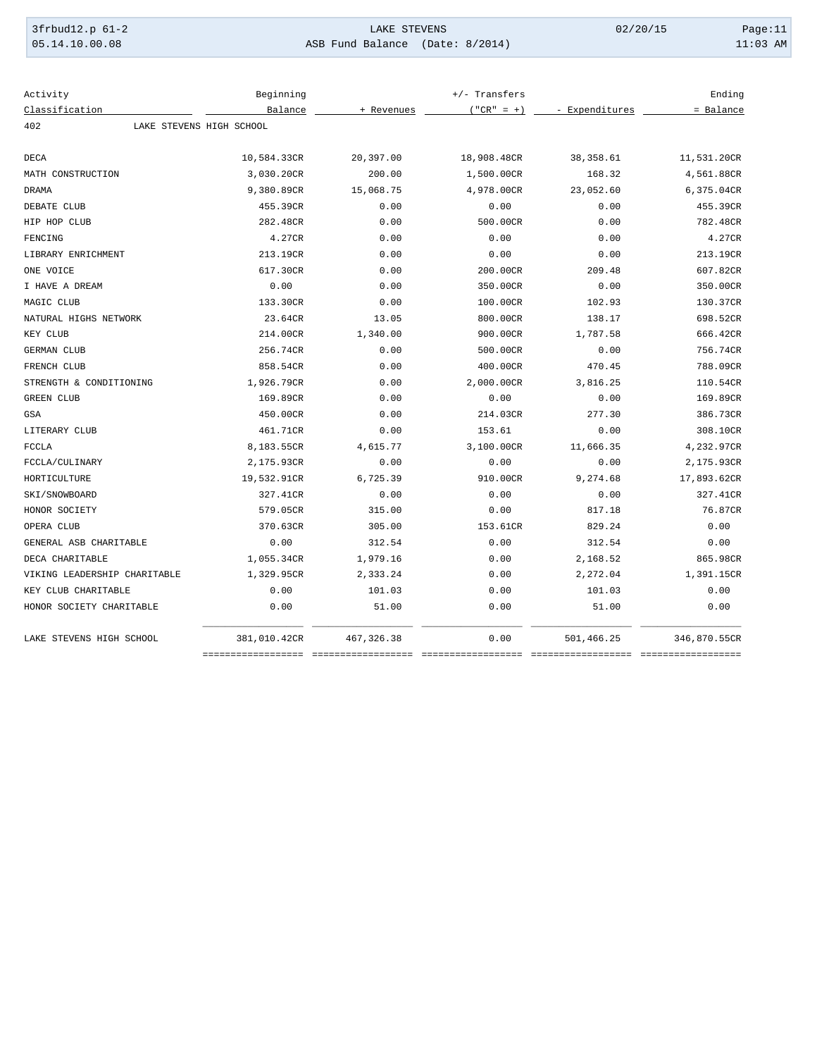| Activity Classification | Beginning Balance | + Revenues | +/- Transfers ("CR" = +) | - Expenditures | Ending = Balance |
|---|---|---|---|---|---|
| 402 LAKE STEVENS HIGH SCHOOL | | | | | |
| DECA | 10,584.33CR | 20,397.00 | 18,908.48CR | 38,358.61 | 11,531.20CR |
| MATH CONSTRUCTION | 3,030.20CR | 200.00 | 1,500.00CR | 168.32 | 4,561.88CR |
| DRAMA | 9,380.89CR | 15,068.75 | 4,978.00CR | 23,052.60 | 6,375.04CR |
| DEBATE CLUB | 455.39CR | 0.00 | 0.00 | 0.00 | 455.39CR |
| HIP HOP CLUB | 282.48CR | 0.00 | 500.00CR | 0.00 | 782.48CR |
| FENCING | 4.27CR | 0.00 | 0.00 | 0.00 | 4.27CR |
| LIBRARY ENRICHMENT | 213.19CR | 0.00 | 0.00 | 0.00 | 213.19CR |
| ONE VOICE | 617.30CR | 0.00 | 200.00CR | 209.48 | 607.82CR |
| I HAVE A DREAM | 0.00 | 0.00 | 350.00CR | 0.00 | 350.00CR |
| MAGIC CLUB | 133.30CR | 0.00 | 100.00CR | 102.93 | 130.37CR |
| NATURAL HIGHS NETWORK | 23.64CR | 13.05 | 800.00CR | 138.17 | 698.52CR |
| KEY CLUB | 214.00CR | 1,340.00 | 900.00CR | 1,787.58 | 666.42CR |
| GERMAN CLUB | 256.74CR | 0.00 | 500.00CR | 0.00 | 756.74CR |
| FRENCH CLUB | 858.54CR | 0.00 | 400.00CR | 470.45 | 788.09CR |
| STRENGTH & CONDITIONING | 1,926.79CR | 0.00 | 2,000.00CR | 3,816.25 | 110.54CR |
| GREEN CLUB | 169.89CR | 0.00 | 0.00 | 0.00 | 169.89CR |
| GSA | 450.00CR | 0.00 | 214.03CR | 277.30 | 386.73CR |
| LITERARY CLUB | 461.71CR | 0.00 | 153.61 | 0.00 | 308.10CR |
| FCCLA | 8,183.55CR | 4,615.77 | 3,100.00CR | 11,666.35 | 4,232.97CR |
| FCCLA/CULINARY | 2,175.93CR | 0.00 | 0.00 | 0.00 | 2,175.93CR |
| HORTICULTURE | 19,532.91CR | 6,725.39 | 910.00CR | 9,274.68 | 17,893.62CR |
| SKI/SNOWBOARD | 327.41CR | 0.00 | 0.00 | 0.00 | 327.41CR |
| HONOR SOCIETY | 579.05CR | 315.00 | 0.00 | 817.18 | 76.87CR |
| OPERA CLUB | 370.63CR | 305.00 | 153.61CR | 829.24 | 0.00 |
| GENERAL ASB CHARITABLE | 0.00 | 312.54 | 0.00 | 312.54 | 0.00 |
| DECA CHARITABLE | 1,055.34CR | 1,979.16 | 0.00 | 2,168.52 | 865.98CR |
| VIKING LEADERSHIP CHARITABLE | 1,329.95CR | 2,333.24 | 0.00 | 2,272.04 | 1,391.15CR |
| KEY CLUB CHARITABLE | 0.00 | 101.03 | 0.00 | 101.03 | 0.00 |
| HONOR SOCIETY CHARITABLE | 0.00 | 51.00 | 0.00 | 51.00 | 0.00 |
| LAKE STEVENS HIGH SCHOOL | 381,010.42CR | 467,326.38 | 0.00 | 501,466.25 | 346,870.55CR |